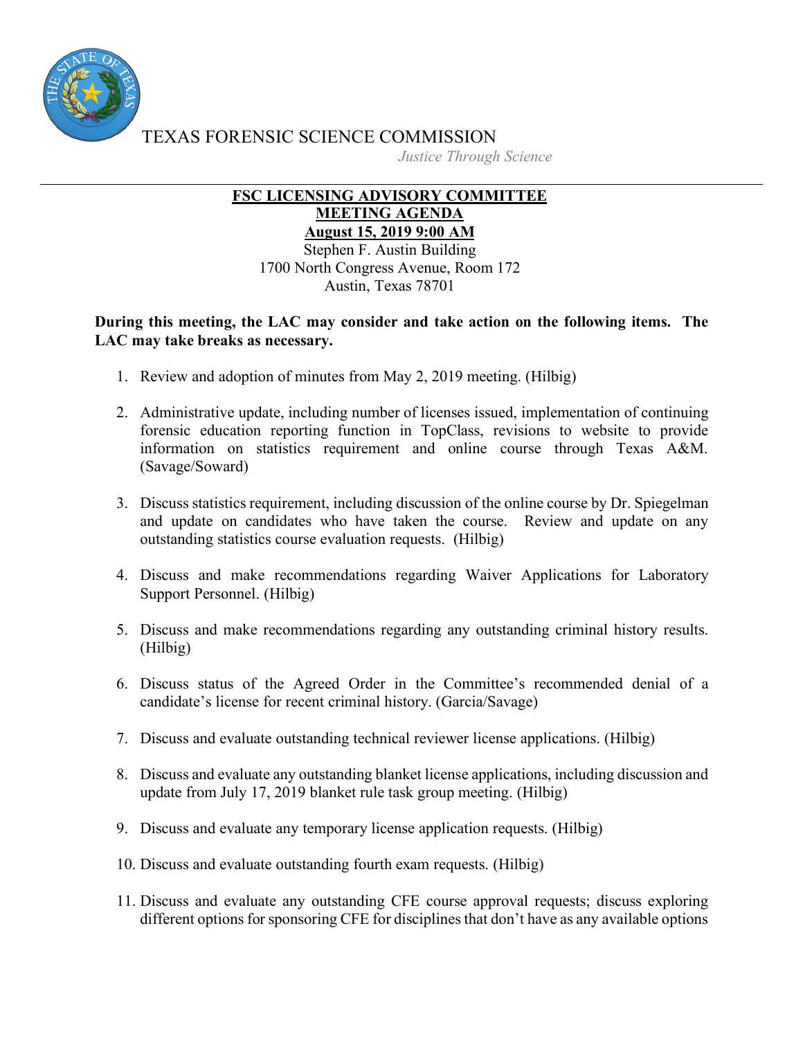TEXAS FORENSIC SCIENCE COMMISSION

*Justice Through Science*

---

**FSC LICENSING ADVISORY COMMITTEE**
**MEETING AGENDA**
**August 15, 2019 9:00 AM**

Stephen F. Austin Building
1700 North Congress Avenue, Room 172
Austin, Texas 78701

**During this meeting, the LAC may consider and take action on the following items. The LAC may take breaks as necessary.**

1. Review and adoption of minutes from May 2, 2019 meeting. (Hilbig)

2. Administrative update, including number of licenses issued, implementation of continuing forensic education reporting function in TopClass, revisions to website to provide information on statistics requirement and online course through Texas A&M. (Savage/Soward)

3. Discuss statistics requirement, including discussion of the online course by Dr. Spiegelman and update on candidates who have taken the course. Review and update on any outstanding statistics course evaluation requests. (Hilbig)

4. Discuss and make recommendations regarding Waiver Applications for Laboratory Support Personnel. (Hilbig)

5. Discuss and make recommendations regarding any outstanding criminal history results. (Hilbig)

6. Discuss status of the Agreed Order in the Committee's recommended denial of a candidate's license for recent criminal history. (Garcia/Savage)

7. Discuss and evaluate outstanding technical reviewer license applications. (Hilbig)

8. Discuss and evaluate any outstanding blanket license applications, including discussion and update from July 17, 2019 blanket rule task group meeting. (Hilbig)

9. Discuss and evaluate any temporary license application requests. (Hilbig)

10. Discuss and evaluate outstanding fourth exam requests. (Hilbig)

11. Discuss and evaluate any outstanding CFE course approval requests; discuss exploring different options for sponsoring CFE for disciplines that don't have as any available options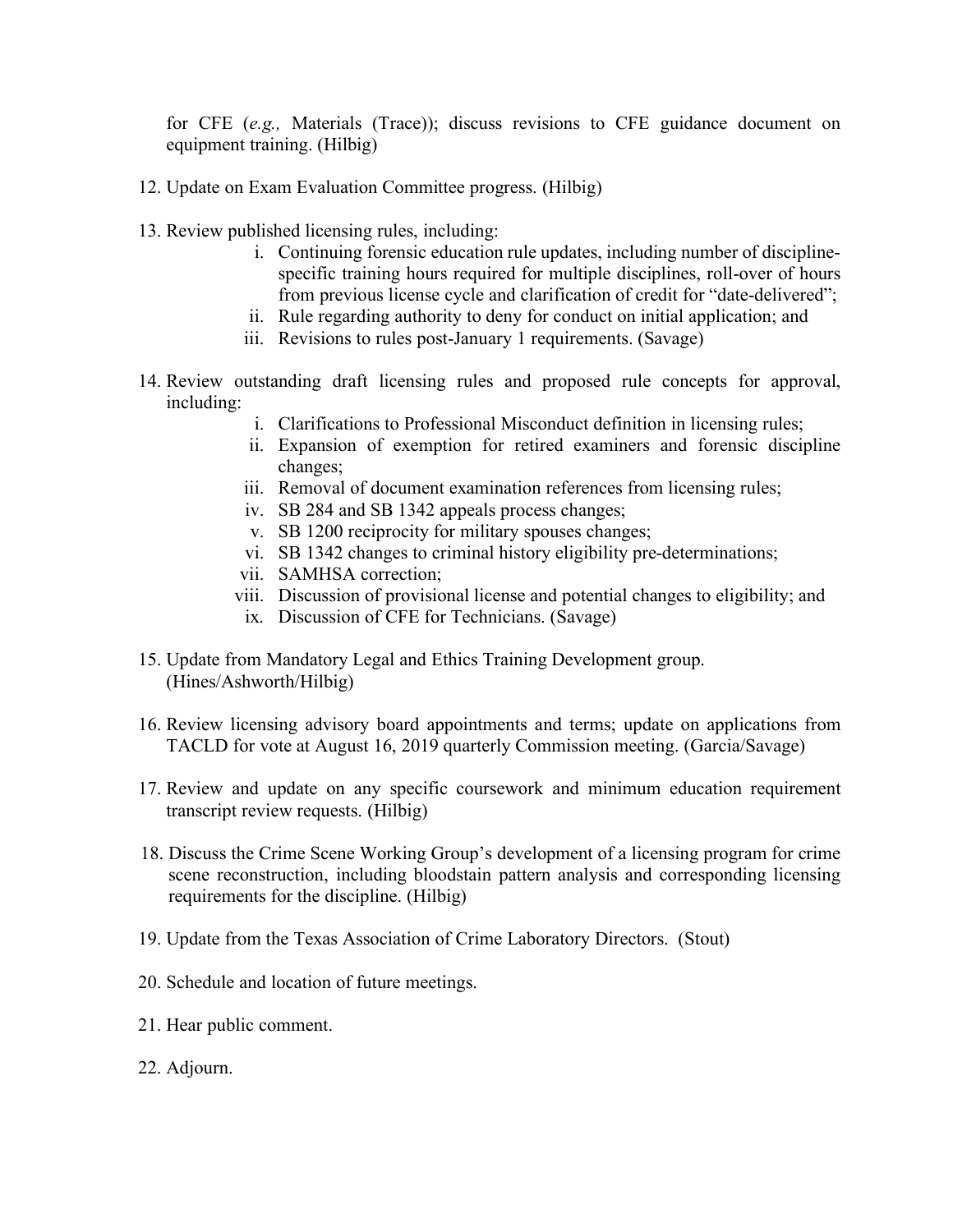for CFE (*e.g.,* Materials (Trace)); discuss revisions to CFE guidance document on equipment training. (Hilbig)

12. Update on Exam Evaluation Committee progress. (Hilbig)

13. Review published licensing rules, including:
    i. Continuing forensic education rule updates, including number of discipline-specific training hours required for multiple disciplines, roll-over of hours from previous license cycle and clarification of credit for "date-delivered";
    ii. Rule regarding authority to deny for conduct on initial application; and
    iii. Revisions to rules post-January 1 requirements. (Savage)

14. Review outstanding draft licensing rules and proposed rule concepts for approval, including:
    i. Clarifications to Professional Misconduct definition in licensing rules;
    ii. Expansion of exemption for retired examiners and forensic discipline changes;
    iii. Removal of document examination references from licensing rules;
    iv. SB 284 and SB 1342 appeals process changes;
    v. SB 1200 reciprocity for military spouses changes;
    vi. SB 1342 changes to criminal history eligibility pre-determinations;
    vii. SAMHSA correction;
    viii. Discussion of provisional license and potential changes to eligibility; and
    ix. Discussion of CFE for Technicians. (Savage)

15. Update from Mandatory Legal and Ethics Training Development group. (Hines/Ashworth/Hilbig)

16. Review licensing advisory board appointments and terms; update on applications from TACLD for vote at August 16, 2019 quarterly Commission meeting. (Garcia/Savage)

17. Review and update on any specific coursework and minimum education requirement transcript review requests. (Hilbig)

18. Discuss the Crime Scene Working Group's development of a licensing program for crime scene reconstruction, including bloodstain pattern analysis and corresponding licensing requirements for the discipline. (Hilbig)

19. Update from the Texas Association of Crime Laboratory Directors. (Stout)

20. Schedule and location of future meetings.

21. Hear public comment.

22. Adjourn.